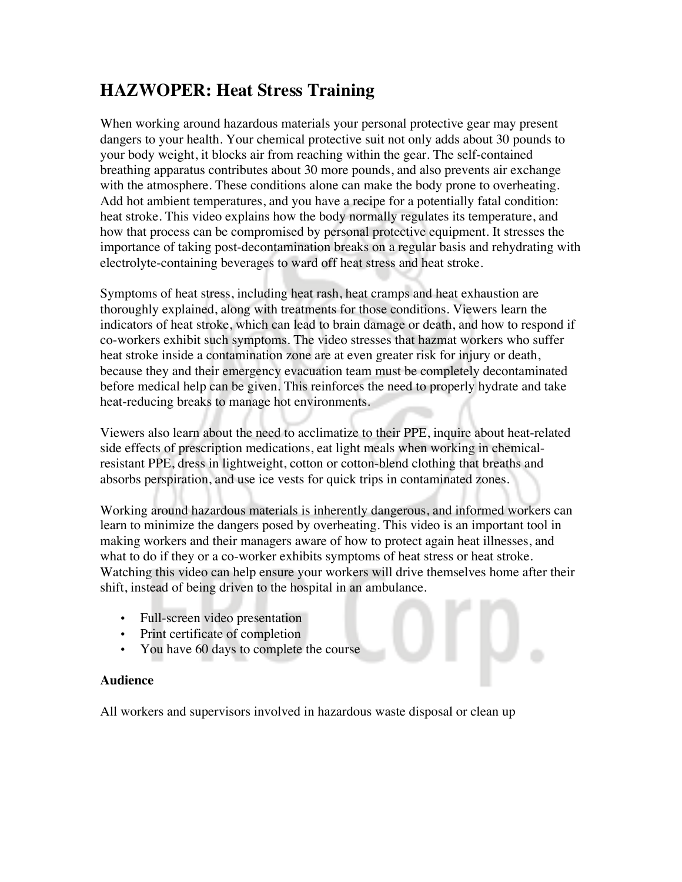# HAZWOPER: Heat Stress Training

When working around hazardous materials your personal protective gear may present dangers to your health. Your chemical protective suit not only adds about 30 pounds to your body weight, it blocks air from reaching within the gear. The self-contained breathing apparatus contributes about 30 more pounds, and also prevents air exchange with the atmosphere. These conditions alone can make the body prone to overheating. Add hot ambient temperatures, and you have a recipe for a potentially fatal condition: heat stroke. This video explains how the body normally regulates its temperature, and how that process can be compromised by personal protective equipment. It stresses the importance of taking post-decontamination breaks on a regular basis and rehydrating with electrolyte-containing beverages to ward off heat stress and heat stroke.

Symptoms of heat stress, including heat rash, heat cramps and heat exhaustion are thoroughly explained, along with treatments for those conditions. Viewers learn the indicators of heat stroke, which can lead to brain damage or death, and how to respond if co-workers exhibit such symptoms. The video stresses that hazmat workers who suffer heat stroke inside a contamination zone are at even greater risk for injury or death, because they and their emergency evacuation team must be completely decontaminated before medical help can be given. This reinforces the need to properly hydrate and take heat-reducing breaks to manage hot environments.

Viewers also learn about the need to acclimatize to their PPE, inquire about heat-related side effects of prescription medications, eat light meals when working in chemical-resistant PPE, dress in lightweight, cotton or cotton-blend clothing that breaths and absorbs perspiration, and use ice vests for quick trips in contaminated zones.

Working around hazardous materials is inherently dangerous, and informed workers can learn to minimize the dangers posed by overheating. This video is an important tool in making workers and their managers aware of how to protect again heat illnesses, and what to do if they or a co-worker exhibits symptoms of heat stress or heat stroke. Watching this video can help ensure your workers will drive themselves home after their shift, instead of being driven to the hospital in an ambulance.

- Full-screen video presentation
- Print certificate of completion
- You have 60 days to complete the course

**Audience**

All workers and supervisors involved in hazardous waste disposal or clean up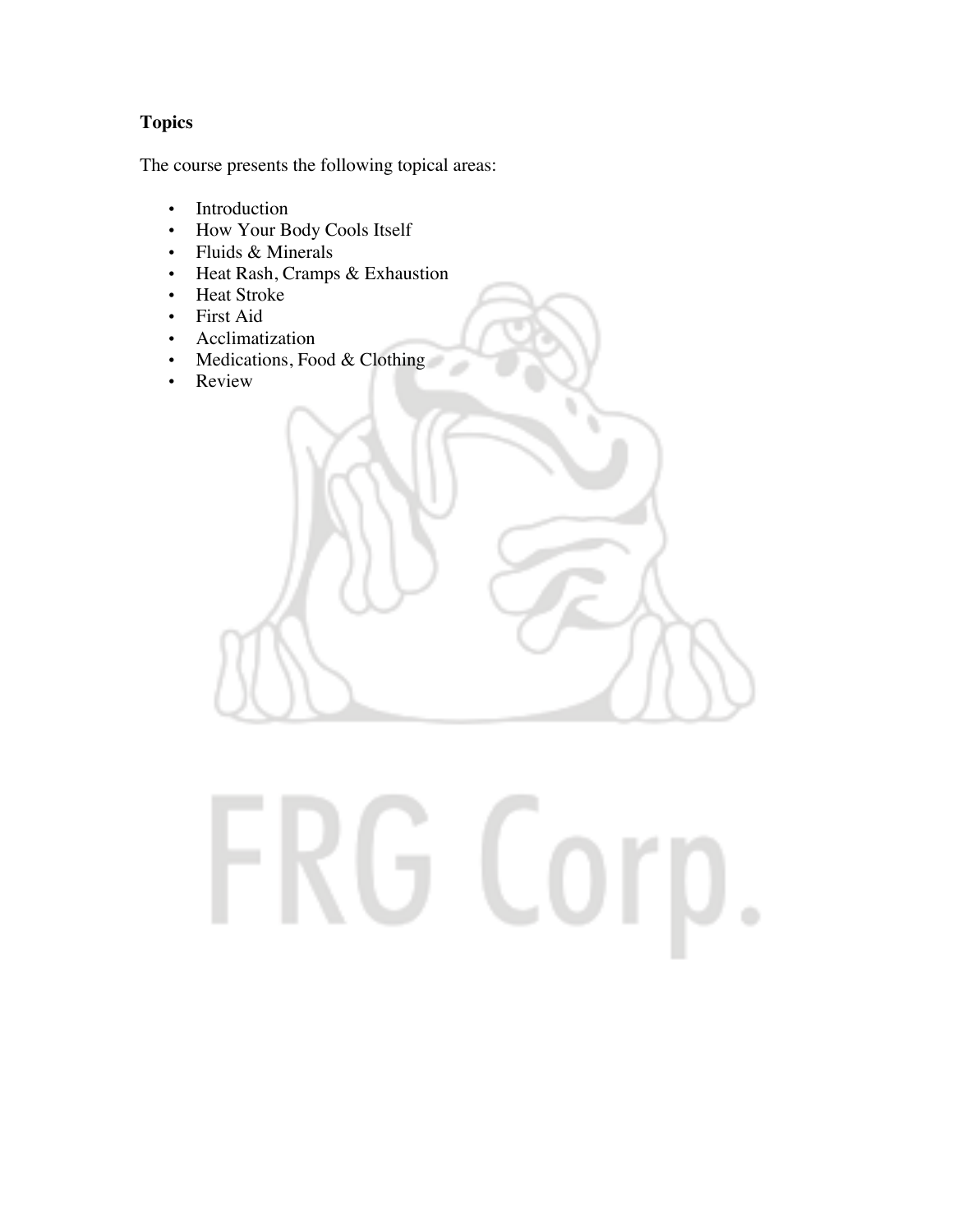**Topics**

The course presents the following topical areas:

- Introduction
- How Your Body Cools Itself
- Fluids & Minerals
- Heat Rash, Cramps & Exhaustion
- Heat Stroke
- First Aid
- Acclimatization
- Medications, Food & Clothing
- Review